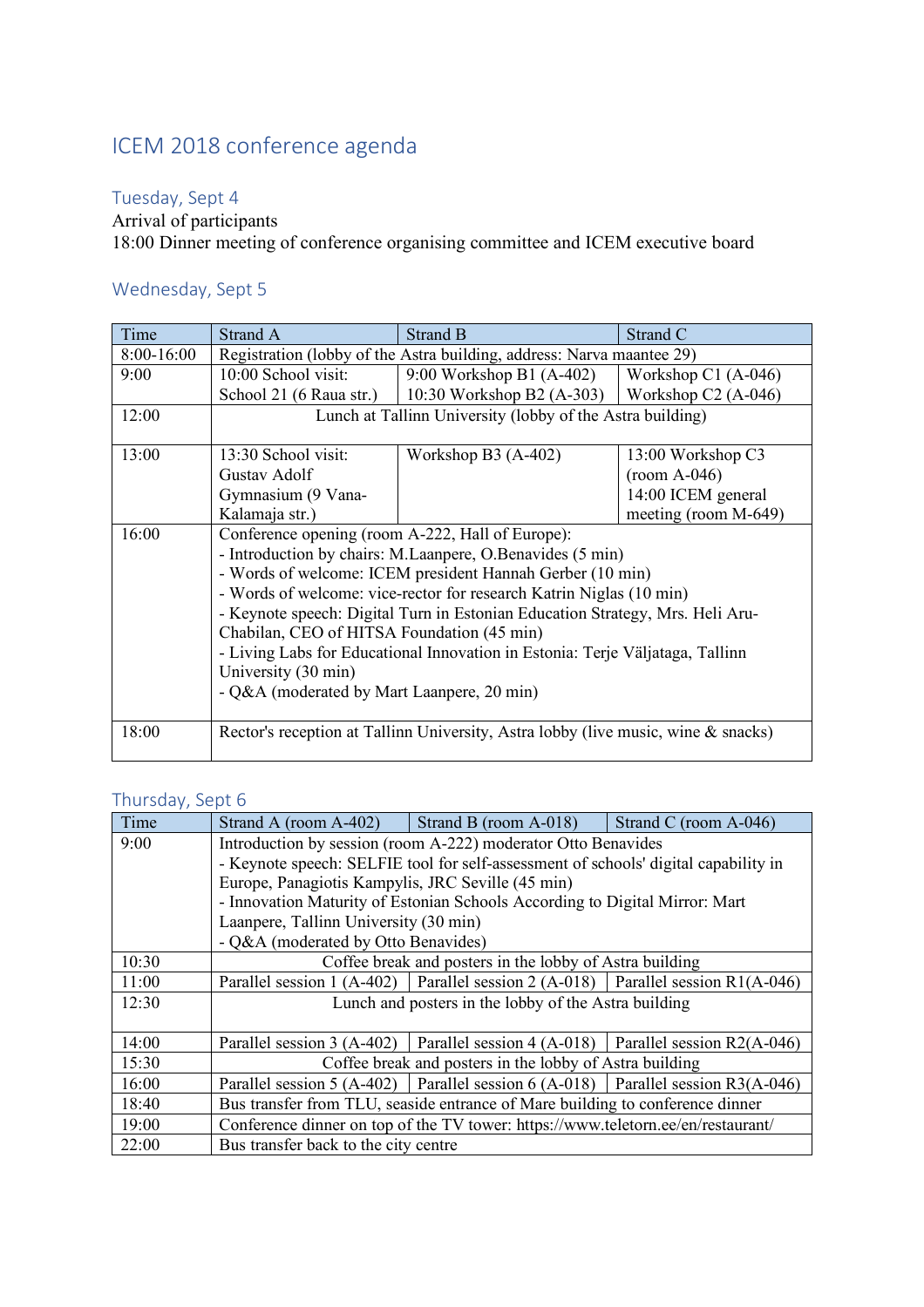# ICEM 2018 conference agenda

## Tuesday, Sept 4

Arrival of participants

18:00 Dinner meeting of conference organising committee and ICEM executive board

## Wednesday, Sept 5

| Time | Strand A | Strand B | Strand C |
|---|---|---|---|
| 8:00-16:00 | Registration (lobby of the Astra building, address: Narva maantee 29) | | |
| 9:00 | 10:00 School visit: School 21 (6 Raua str.) | 9:00 Workshop B1 (A-402) 10:30 Workshop B2 (A-303) | Workshop C1 (A-046) Workshop C2 (A-046) |
| 12:00 | Lunch at Tallinn University (lobby of the Astra building) | | |
| 13:00 | 13:30 School visit: Gustav Adolf Gymnasium (9 Vana-Kalamaja str.) | Workshop B3 (A-402) | 13:00 Workshop C3 (room A-046) 14:00 ICEM general meeting (room M-649) |
| 16:00 | Conference opening (room A-222, Hall of Europe): - Introduction by chairs: M.Laanpere, O.Benavides (5 min) - Words of welcome: ICEM president Hannah Gerber (10 min) - Words of welcome: vice-rector for research Katrin Niglas (10 min) - Keynote speech: Digital Turn in Estonian Education Strategy, Mrs. Heli Aru-Chabilan, CEO of HITSA Foundation (45 min) - Living Labs for Educational Innovation in Estonia: Terje Väljataga, Tallinn University (30 min) - Q&A (moderated by Mart Laanpere, 20 min) | | |
| 18:00 | Rector's reception at Tallinn University, Astra lobby (live music, wine & snacks) | | |

## Thursday, Sept 6

| Time | Strand A (room A-402) | Strand B (room A-018) | Strand C (room A-046) |
|---|---|---|---|
| 9:00 | Introduction by session (room A-222) moderator Otto Benavides - Keynote speech: SELFIE tool for self-assessment of schools' digital capability in Europe, Panagiotis Kampylis, JRC Seville (45 min) - Innovation Maturity of Estonian Schools According to Digital Mirror: Mart Laanpere, Tallinn University (30 min) - Q&A (moderated by Otto Benavides) | | |
| 10:30 | Coffee break and posters in the lobby of Astra building | | |
| 11:00 | Parallel session 1 (A-402) | Parallel session 2 (A-018) | Parallel session R1(A-046) |
| 12:30 | Lunch and posters in the lobby of the Astra building | | |
| 14:00 | Parallel session 3 (A-402) | Parallel session 4 (A-018) | Parallel session R2(A-046) |
| 15:30 | Coffee break and posters in the lobby of Astra building | | |
| 16:00 | Parallel session 5 (A-402) | Parallel session 6 (A-018) | Parallel session R3(A-046) |
| 18:40 | Bus transfer from TLU, seaside entrance of Mare building to conference dinner | | |
| 19:00 | Conference dinner on top of the TV tower: https://www.teletorn.ee/en/restaurant/ | | |
| 22:00 | Bus transfer back to the city centre | | |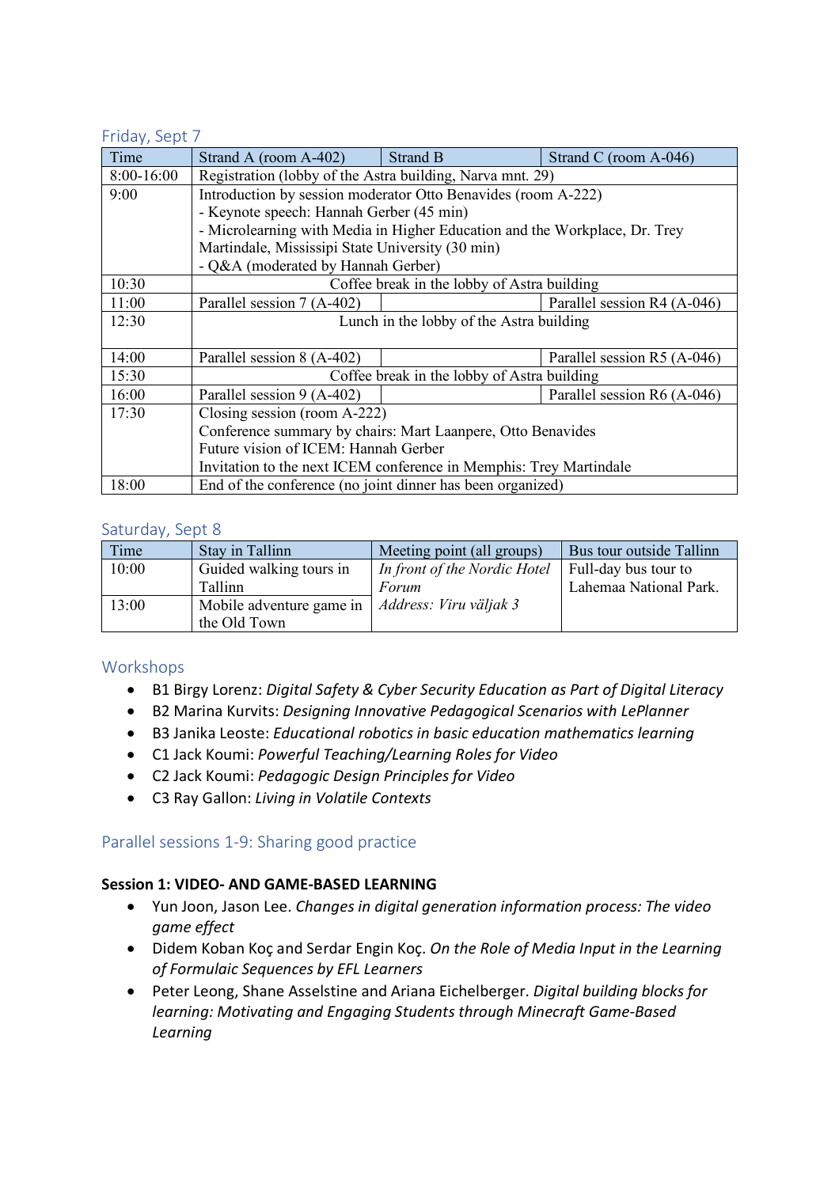## Friday, Sept 7

| Time | Strand A (room A-402) | Strand B | Strand C (room A-046) |
|---|---|---|---|
| 8:00-16:00 | Registration (lobby of the Astra building, Narva mnt. 29) | | |
| 9:00 | Introduction by session moderator Otto Benavides (room A-222)<br>- Keynote speech: Hannah Gerber (45 min)<br>- Microlearning with Media in Higher Education and the Workplace, Dr. Trey Martindale, Missisippi State University (30 min)<br>- Q&A (moderated by Hannah Gerber) | | |
| 10:30 | Coffee break in the lobby of Astra building | | |
| 11:00 | Parallel session 7 (A-402) | | Parallel session R4 (A-046) |
| 12:30 | Lunch in the lobby of the Astra building | | |
| 14:00 | Parallel session 8 (A-402) | | Parallel session R5 (A-046) |
| 15:30 | Coffee break in the lobby of Astra building | | |
| 16:00 | Parallel session 9 (A-402) | | Parallel session R6 (A-046) |
| 17:30 | Closing session (room A-222)<br>Conference summary by chairs: Mart Laanpere, Otto Benavides<br>Future vision of ICEM: Hannah Gerber<br>Invitation to the next ICEM conference in Memphis: Trey Martindale | | |
| 18:00 | End of the conference (no joint dinner has been organized) | | |

## Saturday, Sept 8

| Time | Stay in Tallinn | Meeting point (all groups) | Bus tour outside Tallinn |
|---|---|---|---|
| 10:00 | Guided walking tours in Tallinn | *In front of the Nordic Hotel Forum*<br>*Address: Viru väljak 3* | Full-day bus tour to Lahemaa National Park. |
| 13:00 | Mobile adventure game in the Old Town | | |

## Workshops

- B1 Birgy Lorenz: *Digital Safety & Cyber Security Education as Part of Digital Literacy*
- B2 Marina Kurvits: *Designing Innovative Pedagogical Scenarios with LePlanner*
- B3 Janika Leoste: *Educational robotics in basic education mathematics learning*
- C1 Jack Koumi: *Powerful Teaching/Learning Roles for Video*
- C2 Jack Koumi: *Pedagogic Design Principles for Video*
- C3 Ray Gallon: *Living in Volatile Contexts*

## Parallel sessions 1-9: Sharing good practice

**Session 1: VIDEO- AND GAME-BASED LEARNING**

- Yun Joon, Jason Lee. *Changes in digital generation information process: The video game effect*
- Didem Koban Koç and Serdar Engin Koç. *On the Role of Media Input in the Learning of Formulaic Sequences by EFL Learners*
- Peter Leong, Shane Asselstine and Ariana Eichelberger. *Digital building blocks for learning: Motivating and Engaging Students through Minecraft Game-Based Learning*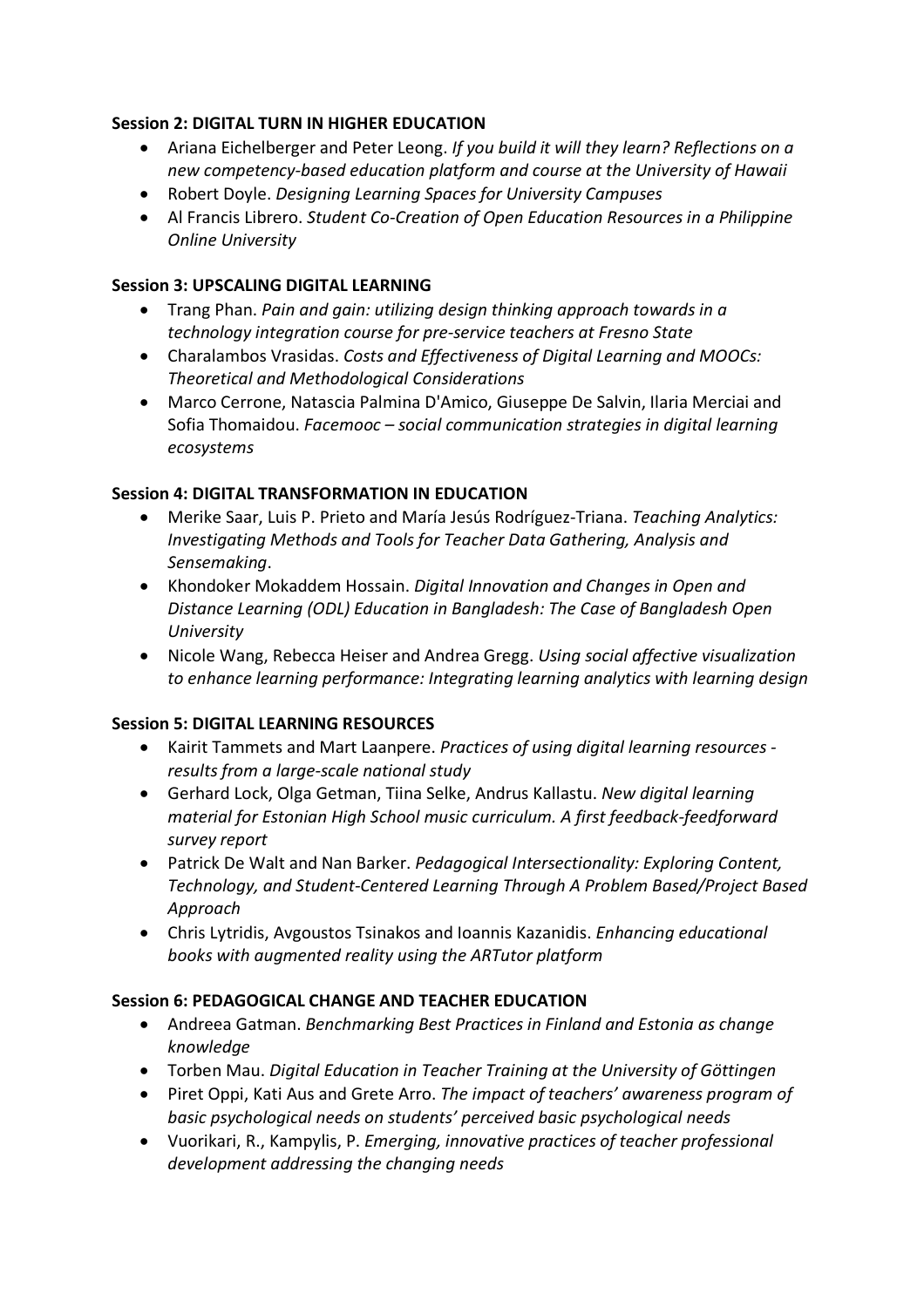**Session 2: DIGITAL TURN IN HIGHER EDUCATION**

- Ariana Eichelberger and Peter Leong. *If you build it will they learn? Reflections on a new competency-based education platform and course at the University of Hawaii*
- Robert Doyle. *Designing Learning Spaces for University Campuses*
- Al Francis Librero. *Student Co-Creation of Open Education Resources in a Philippine Online University*

**Session 3: UPSCALING DIGITAL LEARNING**

- Trang Phan. *Pain and gain: utilizing design thinking approach towards in a technology integration course for pre-service teachers at Fresno State*
- Charalambos Vrasidas. *Costs and Effectiveness of Digital Learning and MOOCs: Theoretical and Methodological Considerations*
- Marco Cerrone, Natascia Palmina D'Amico, Giuseppe De Salvin, Ilaria Merciai and Sofia Thomaidou. *Facemooc – social communication strategies in digital learning ecosystems*

**Session 4: DIGITAL TRANSFORMATION IN EDUCATION**

- Merike Saar, Luis P. Prieto and María Jesús Rodríguez-Triana. *Teaching Analytics: Investigating Methods and Tools for Teacher Data Gathering, Analysis and Sensemaking*.
- Khondoker Mokaddem Hossain. *Digital Innovation and Changes in Open and Distance Learning (ODL) Education in Bangladesh: The Case of Bangladesh Open University*
- Nicole Wang, Rebecca Heiser and Andrea Gregg. *Using social affective visualization to enhance learning performance: Integrating learning analytics with learning design*

**Session 5: DIGITAL LEARNING RESOURCES**

- Kairit Tammets and Mart Laanpere. *Practices of using digital learning resources - results from a large-scale national study*
- Gerhard Lock, Olga Getman, Tiina Selke, Andrus Kallastu. *New digital learning material for Estonian High School music curriculum. A first feedback-feedforward survey report*
- Patrick De Walt and Nan Barker. *Pedagogical Intersectionality: Exploring Content, Technology, and Student-Centered Learning Through A Problem Based/Project Based Approach*
- Chris Lytridis, Avgoustos Tsinakos and Ioannis Kazanidis. *Enhancing educational books with augmented reality using the ARTutor platform*

**Session 6: PEDAGOGICAL CHANGE AND TEACHER EDUCATION**

- Andreea Gatman. *Benchmarking Best Practices in Finland and Estonia as change knowledge*
- Torben Mau. *Digital Education in Teacher Training at the University of Göttingen*
- Piret Oppi, Kati Aus and Grete Arro. *The impact of teachers' awareness program of basic psychological needs on students' perceived basic psychological needs*
- Vuorikari, R., Kampylis, P. *Emerging, innovative practices of teacher professional development addressing the changing needs*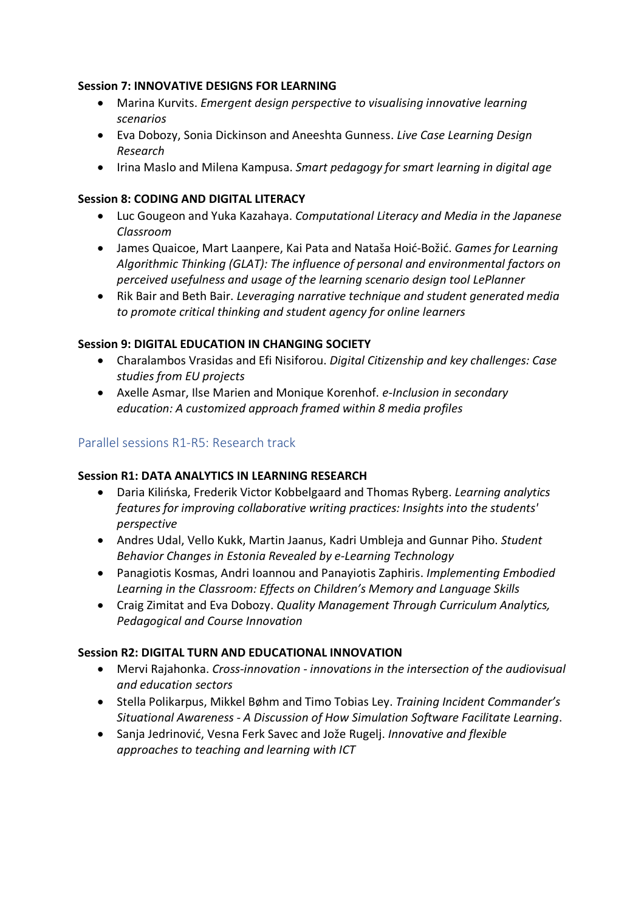**Session 7: INNOVATIVE DESIGNS FOR LEARNING**

- Marina Kurvits. *Emergent design perspective to visualising innovative learning scenarios*
- Eva Dobozy, Sonia Dickinson and Aneeshta Gunness. *Live Case Learning Design Research*
- Irina Maslo and Milena Kampusa. *Smart pedagogy for smart learning in digital age*

**Session 8: CODING AND DIGITAL LITERACY**

- Luc Gougeon and Yuka Kazahaya. *Computational Literacy and Media in the Japanese Classroom*
- James Quaicoe, Mart Laanpere, Kai Pata and Nataša Hoić-Božić. *Games for Learning Algorithmic Thinking (GLAT): The influence of personal and environmental factors on perceived usefulness and usage of the learning scenario design tool LePlanner*
- Rik Bair and Beth Bair. *Leveraging narrative technique and student generated media to promote critical thinking and student agency for online learners*

**Session 9: DIGITAL EDUCATION IN CHANGING SOCIETY**

- Charalambos Vrasidas and Efi Nisiforou. *Digital Citizenship and key challenges: Case studies from EU projects*
- Axelle Asmar, Ilse Marien and Monique Korenhof. *e-Inclusion in secondary education: A customized approach framed within 8 media profiles*

## Parallel sessions R1-R5: Research track

**Session R1: DATA ANALYTICS IN LEARNING RESEARCH**

- Daria Kilińska, Frederik Victor Kobbelgaard and Thomas Ryberg. *Learning analytics features for improving collaborative writing practices: Insights into the students' perspective*
- Andres Udal, Vello Kukk, Martin Jaanus, Kadri Umbleja and Gunnar Piho. *Student Behavior Changes in Estonia Revealed by e-Learning Technology*
- Panagiotis Kosmas, Andri Ioannou and Panayiotis Zaphiris. *Implementing Embodied Learning in the Classroom: Effects on Children's Memory and Language Skills*
- Craig Zimitat and Eva Dobozy. *Quality Management Through Curriculum Analytics, Pedagogical and Course Innovation*

**Session R2: DIGITAL TURN AND EDUCATIONAL INNOVATION**

- Mervi Rajahonka. *Cross-innovation - innovations in the intersection of the audiovisual and education sectors*
- Stella Polikarpus, Mikkel Bøhm and Timo Tobias Ley. *Training Incident Commander's Situational Awareness - A Discussion of How Simulation Software Facilitate Learning*.
- Sanja Jedrinović, Vesna Ferk Savec and Jože Rugelj. *Innovative and flexible approaches to teaching and learning with ICT*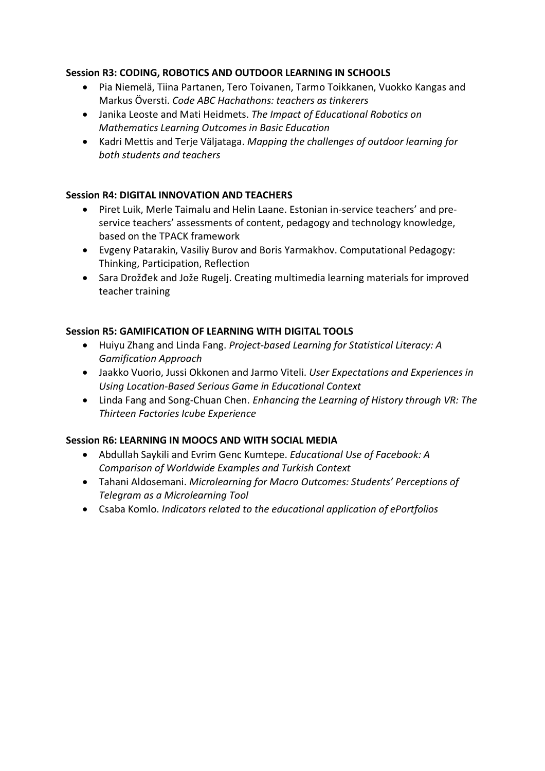**Session R3: CODING, ROBOTICS AND OUTDOOR LEARNING IN SCHOOLS**

- Pia Niemelä, Tiina Partanen, Tero Toivanen, Tarmo Toikkanen, Vuokko Kangas and Markus Översti. *Code ABC Hachathons: teachers as tinkerers*
- Janika Leoste and Mati Heidmets. *The Impact of Educational Robotics on Mathematics Learning Outcomes in Basic Education*
- Kadri Mettis and Terje Väljataga. *Mapping the challenges of outdoor learning for both students and teachers*

**Session R4: DIGITAL INNOVATION AND TEACHERS**

- Piret Luik, Merle Taimalu and Helin Laane. Estonian in-service teachers' and pre-service teachers' assessments of content, pedagogy and technology knowledge, based on the TPACK framework
- Evgeny Patarakin, Vasiliy Burov and Boris Yarmakhov. Computational Pedagogy: Thinking, Participation, Reflection
- Sara Drožđek and Jože Rugelj. Creating multimedia learning materials for improved teacher training

**Session R5: GAMIFICATION OF LEARNING WITH DIGITAL TOOLS**

- Huiyu Zhang and Linda Fang. *Project-based Learning for Statistical Literacy: A Gamification Approach*
- Jaakko Vuorio, Jussi Okkonen and Jarmo Viteli. *User Expectations and Experiences in Using Location-Based Serious Game in Educational Context*
- Linda Fang and Song-Chuan Chen. *Enhancing the Learning of History through VR: The Thirteen Factories Icube Experience*

**Session R6: LEARNING IN MOOCS AND WITH SOCIAL MEDIA**

- Abdullah Saykili and Evrim Genc Kumtepe. *Educational Use of Facebook: A Comparison of Worldwide Examples and Turkish Context*
- Tahani Aldosemani. *Microlearning for Macro Outcomes: Students' Perceptions of Telegram as a Microlearning Tool*
- Csaba Komlo. *Indicators related to the educational application of ePortfolios*